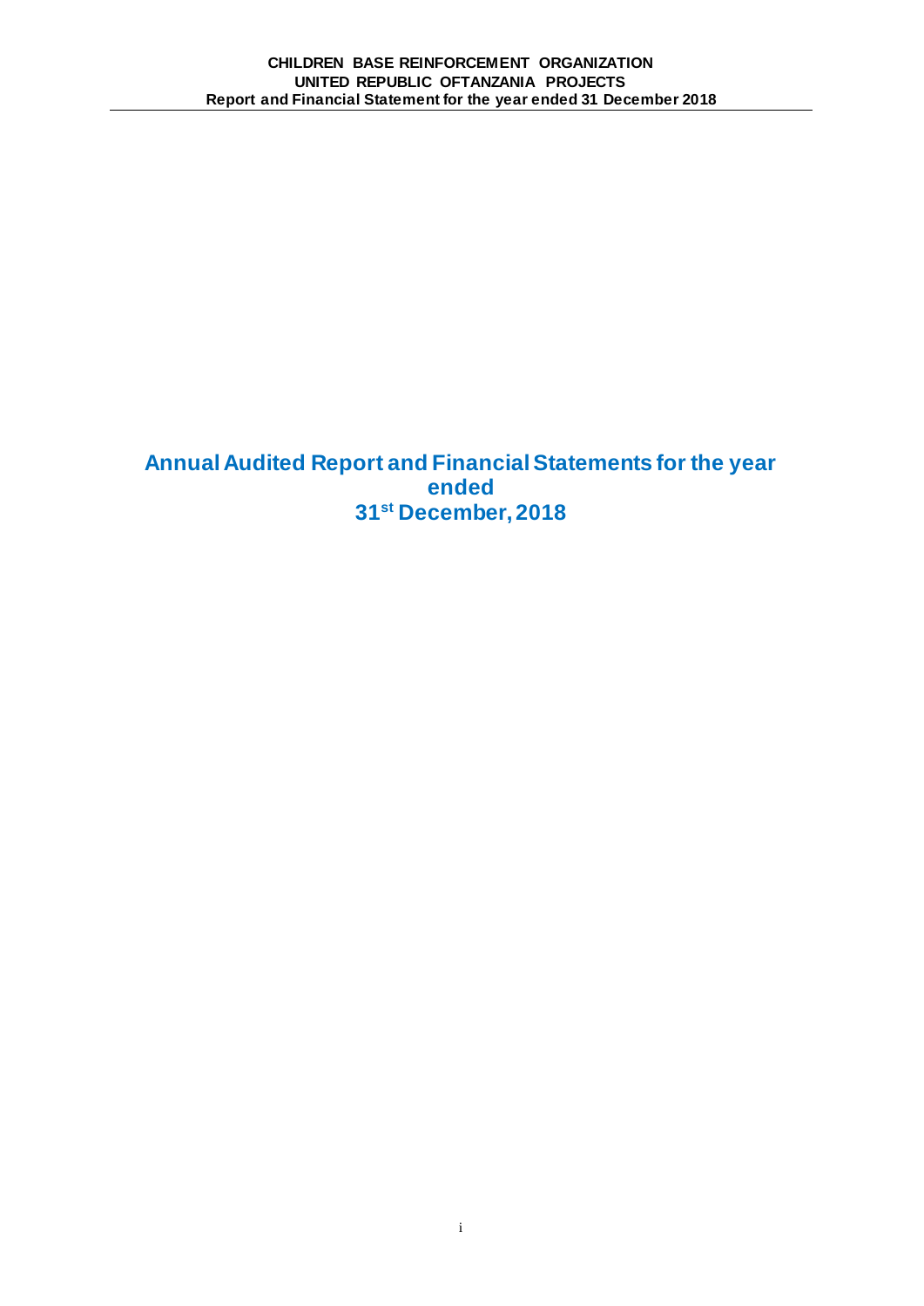# Annual Audited Report and Financial Statements for the year ended 31st December, 2018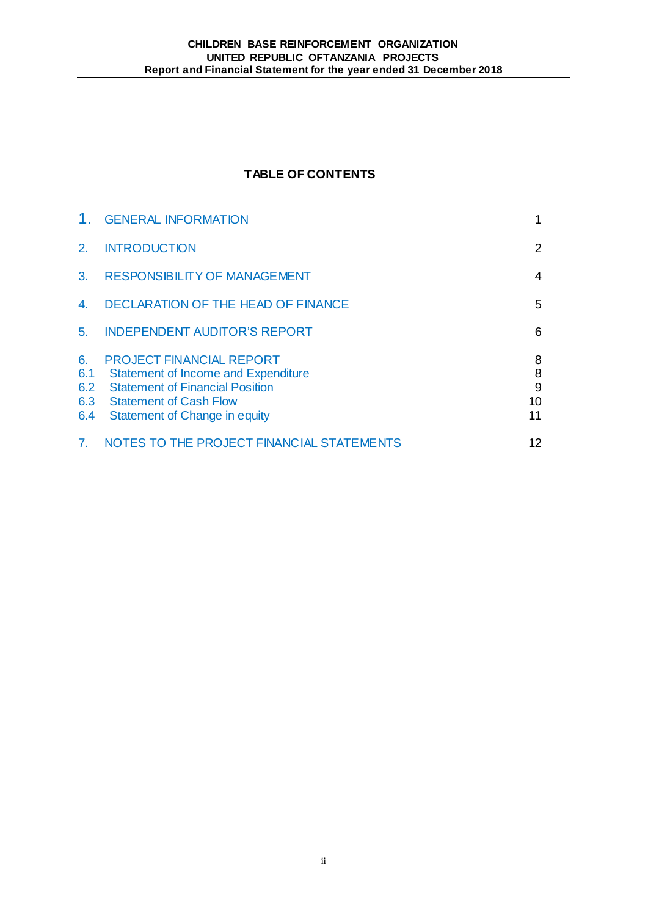# TABLE OF CONTENTS

| | | |
|---|---|---|
| 1. | GENERAL INFORMATION | 1 |
| 2. | INTRODUCTION | 2 |
| 3. | RESPONSIBILITY OF MANAGEMENT | 4 |
| 4. | DECLARATION OF THE HEAD OF FINANCE | 5 |
| 5. | INDEPENDENT AUDITOR'S REPORT | 6 |
| 6. | PROJECT FINANCIAL REPORT | 8 |
| 6.1 | Statement of Income and Expenditure | 8 |
| 6.2 | Statement of Financial Position | 9 |
| 6.3 | Statement of Cash Flow | 10 |
| 6.4 | Statement of Change in equity | 11 |
| 7. | NOTES TO THE PROJECT FINANCIAL STATEMENTS | 12 |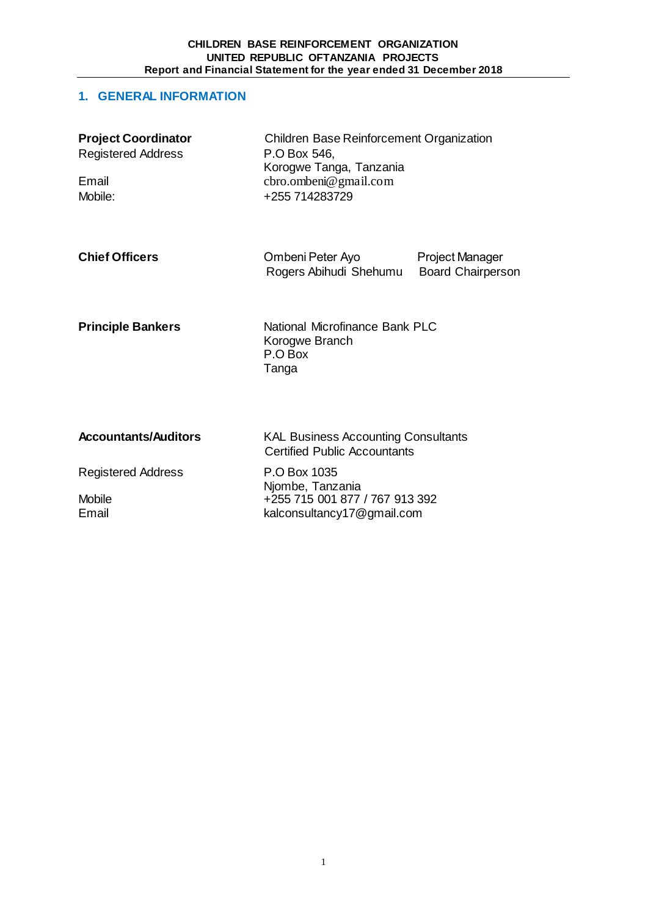## 1. GENERAL INFORMATION

| | |
|---|---|
| **Project Coordinator** | Children Base Reinforcement Organization |
| Registered Address | P.O Box 546,<br>Korogwe Tanga, Tanzania |
| Email | cbro.ombeni@gmail.com |
| Mobile: | +255 714283729 |

| | | |
|---|---|---|
| **Chief Officers** | Ombeni Peter Ayo | Project Manager |
| | Rogers Abihudi Shehumu | Board Chairperson |

| | |
|---|---|
| **Principle Bankers** | National Microfinance Bank PLC<br>Korogwe Branch<br>P.O Box<br>Tanga |

| | |
|---|---|
| **Accountants/Auditors** | KAL Business Accounting Consultants<br>Certified Public Accountants |
| Registered Address | P.O Box 1035<br>Njombe, Tanzania |
| Mobile | +255 715 001 877 / 767 913 392 |
| Email | kalconsultancy17@gmail.com |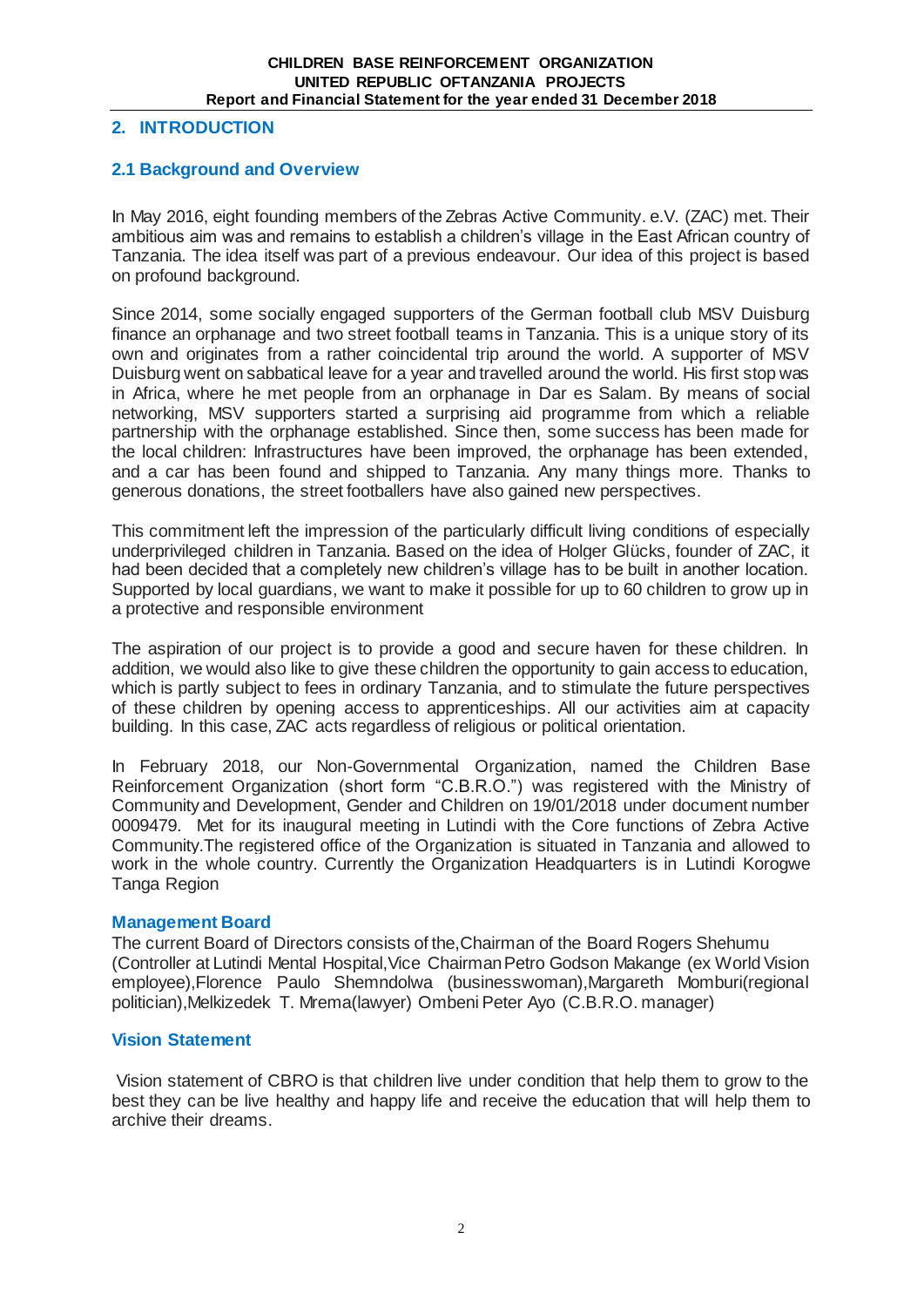## 2. INTRODUCTION

### 2.1 Background and Overview

In May 2016, eight founding members of the Zebras Active Community. e.V. (ZAC) met. Their ambitious aim was and remains to establish a children's village in the East African country of Tanzania. The idea itself was part of a previous endeavour. Our idea of this project is based on profound background.

Since 2014, some socially engaged supporters of the German football club MSV Duisburg finance an orphanage and two street football teams in Tanzania. This is a unique story of its own and originates from a rather coincidental trip around the world. A supporter of MSV Duisburg went on sabbatical leave for a year and travelled around the world. His first stop was in Africa, where he met people from an orphanage in Dar es Salam. By means of social networking, MSV supporters started a surprising aid programme from which a reliable partnership with the orphanage established. Since then, some success has been made for the local children: Infrastructures have been improved, the orphanage has been extended, and a car has been found and shipped to Tanzania. Any many things more. Thanks to generous donations, the street footballers have also gained new perspectives.

This commitment left the impression of the particularly difficult living conditions of especially underprivileged children in Tanzania. Based on the idea of Holger Glücks, founder of ZAC, it had been decided that a completely new children's village has to be built in another location. Supported by local guardians, we want to make it possible for up to 60 children to grow up in a protective and responsible environment

The aspiration of our project is to provide a good and secure haven for these children. In addition, we would also like to give these children the opportunity to gain access to education, which is partly subject to fees in ordinary Tanzania, and to stimulate the future perspectives of these children by opening access to apprenticeships. All our activities aim at capacity building. In this case, ZAC acts regardless of religious or political orientation.

In February 2018, our Non-Governmental Organization, named the Children Base Reinforcement Organization (short form "C.B.R.O.") was registered with the Ministry of Community and Development, Gender and Children on 19/01/2018 under document number 0009479. Met for its inaugural meeting in Lutindi with the Core functions of Zebra Active Community.The registered office of the Organization is situated in Tanzania and allowed to work in the whole country. Currently the Organization Headquarters is in Lutindi Korogwe Tanga Region

#### Management Board

The current Board of Directors consists of the,Chairman of the Board Rogers Shehumu (Controller at Lutindi Mental Hospital,Vice Chairman Petro Godson Makange (ex World Vision employee),Florence Paulo Shemndolwa (businesswoman),Margareth Momburi(regional politician),Melkizedek T. Mrema(lawyer) Ombeni Peter Ayo (C.B.R.O. manager)

#### Vision Statement

Vision statement of CBRO is that children live under condition that help them to grow to the best they can be live healthy and happy life and receive the education that will help them to archive their dreams.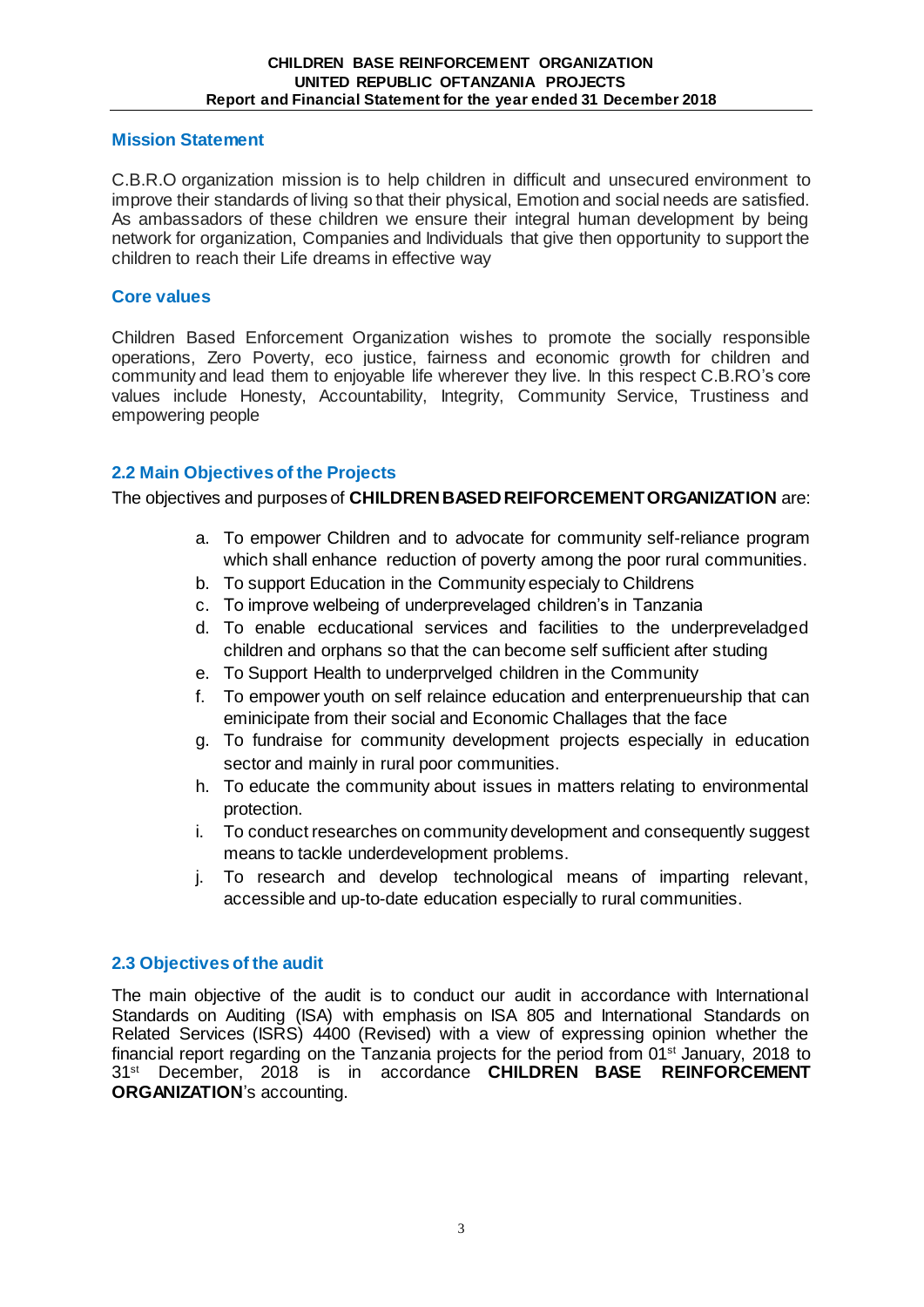## Mission Statement

C.B.R.O organization mission is to help children in difficult and unsecured environment to improve their standards of living so that their physical, Emotion and social needs are satisfied. As ambassadors of these children we ensure their integral human development by being network for organization, Companies and Individuals that give then opportunity to support the children to reach their Life dreams in effective way

## Core values

Children Based Enforcement Organization wishes to promote the socially responsible operations, Zero Poverty, eco justice, fairness and economic growth for children and community and lead them to enjoyable life wherever they live. In this respect C.B.RO's core values include Honesty, Accountability, Integrity, Community Service, Trustiness and empowering people

## 2.2 Main Objectives of the Projects

The objectives and purposes of **CHILDREN BASED REIFORCEMENT ORGANIZATION** are:

a. To empower Children and to advocate for community self-reliance program which shall enhance reduction of poverty among the poor rural communities.
b. To support Education in the Community especialy to Childrens
c. To improve welbeing of underprevelaged children's in Tanzania
d. To enable ecducational services and facilities to the underpreveladged children and orphans so that the can become self sufficient after studing
e. To Support Health to underprvelged children in the Community
f. To empower youth on self relaince education and enterprenueurship that can eminicipate from their social and Economic Challages that the face
g. To fundraise for community development projects especially in education sector and mainly in rural poor communities.
h. To educate the community about issues in matters relating to environmental protection.
i. To conduct researches on community development and consequently suggest means to tackle underdevelopment problems.
j. To research and develop technological means of imparting relevant, accessible and up-to-date education especially to rural communities.

## 2.3 Objectives of the audit

The main objective of the audit is to conduct our audit in accordance with International Standards on Auditing (ISA) with emphasis on ISA 805 and International Standards on Related Services (ISRS) 4400 (Revised) with a view of expressing opinion whether the financial report regarding on the Tanzania projects for the period from 01st January, 2018 to 31st December, 2018 is in accordance **CHILDREN BASE REINFORCEMENT ORGANIZATION**'s accounting.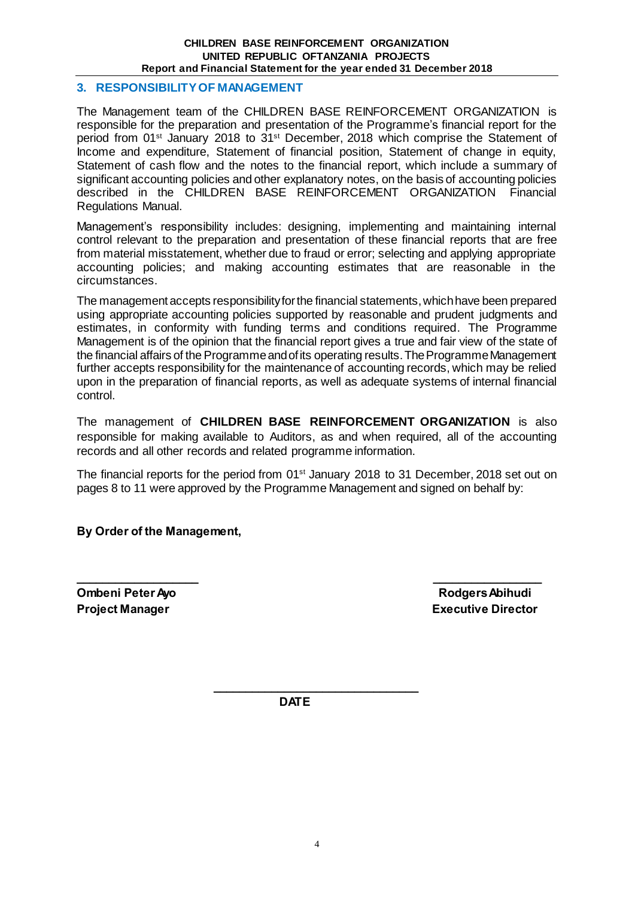## 3. RESPONSIBILITY OF MANAGEMENT

The Management team of the CHILDREN BASE REINFORCEMENT ORGANIZATION is responsible for the preparation and presentation of the Programme's financial report for the period from 01st January 2018 to 31st December, 2018 which comprise the Statement of Income and expenditure, Statement of financial position, Statement of change in equity, Statement of cash flow and the notes to the financial report, which include a summary of significant accounting policies and other explanatory notes, on the basis of accounting policies described in the CHILDREN BASE REINFORCEMENT ORGANIZATION Financial Regulations Manual.

Management's responsibility includes: designing, implementing and maintaining internal control relevant to the preparation and presentation of these financial reports that are free from material misstatement, whether due to fraud or error; selecting and applying appropriate accounting policies; and making accounting estimates that are reasonable in the circumstances.

The management accepts responsibility for the financial statements, which have been prepared using appropriate accounting policies supported by reasonable and prudent judgments and estimates, in conformity with funding terms and conditions required. The Programme Management is of the opinion that the financial report gives a true and fair view of the state of the financial affairs of the Programme and of its operating results. The Programme Management further accepts responsibility for the maintenance of accounting records, which may be relied upon in the preparation of financial reports, as well as adequate systems of internal financial control.

The management of **CHILDREN BASE REINFORCEMENT ORGANIZATION** is also responsible for making available to Auditors, as and when required, all of the accounting records and all other records and related programme information.

The financial reports for the period from 01st January 2018 to 31 December, 2018 set out on pages 8 to 11 were approved by the Programme Management and signed on behalf by:

**By Order of the Management,**

\_\_\_\_\_\_\_\_\_\_\_\_\_\_\_\_\_\_ \_\_\_\_\_\_\_\_\_\_\_\_\_\_\_\_\_\_

**Ombeni Peter Ayo**
**Project Manager**

**Rodgers Abihudi**
**Executive Director**

\_\_\_\_\_\_\_\_\_\_\_\_\_\_\_\_\_\_\_\_\_\_\_\_\_\_\_\_\_\_

**DATE**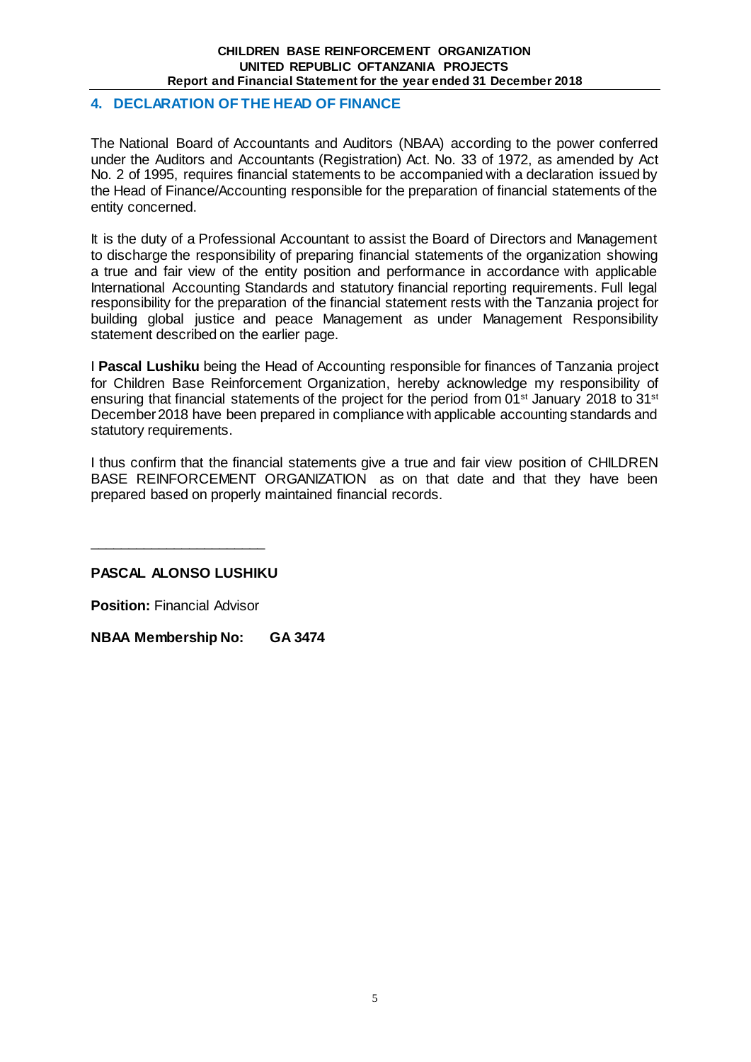## 4. DECLARATION OF THE HEAD OF FINANCE

The National Board of Accountants and Auditors (NBAA) according to the power conferred under the Auditors and Accountants (Registration) Act. No. 33 of 1972, as amended by Act No. 2 of 1995, requires financial statements to be accompanied with a declaration issued by the Head of Finance/Accounting responsible for the preparation of financial statements of the entity concerned.

It is the duty of a Professional Accountant to assist the Board of Directors and Management to discharge the responsibility of preparing financial statements of the organization showing a true and fair view of the entity position and performance in accordance with applicable International Accounting Standards and statutory financial reporting requirements. Full legal responsibility for the preparation of the financial statement rests with the Tanzania project for building global justice and peace Management as under Management Responsibility statement described on the earlier page.

I **Pascal Lushiku** being the Head of Accounting responsible for finances of Tanzania project for Children Base Reinforcement Organization, hereby acknowledge my responsibility of ensuring that financial statements of the project for the period from 01st January 2018 to 31st December 2018 have been prepared in compliance with applicable accounting standards and statutory requirements.

I thus confirm that the financial statements give a true and fair view position of CHILDREN BASE REINFORCEMENT ORGANIZATION as on that date and that they have been prepared based on properly maintained financial records.

\_\_\_\_\_\_\_\_\_\_\_\_\_\_\_\_\_\_\_\_\_\_\_

**PASCAL ALONSO LUSHIKU**

**Position:** Financial Advisor

**NBAA Membership No: GA 3474**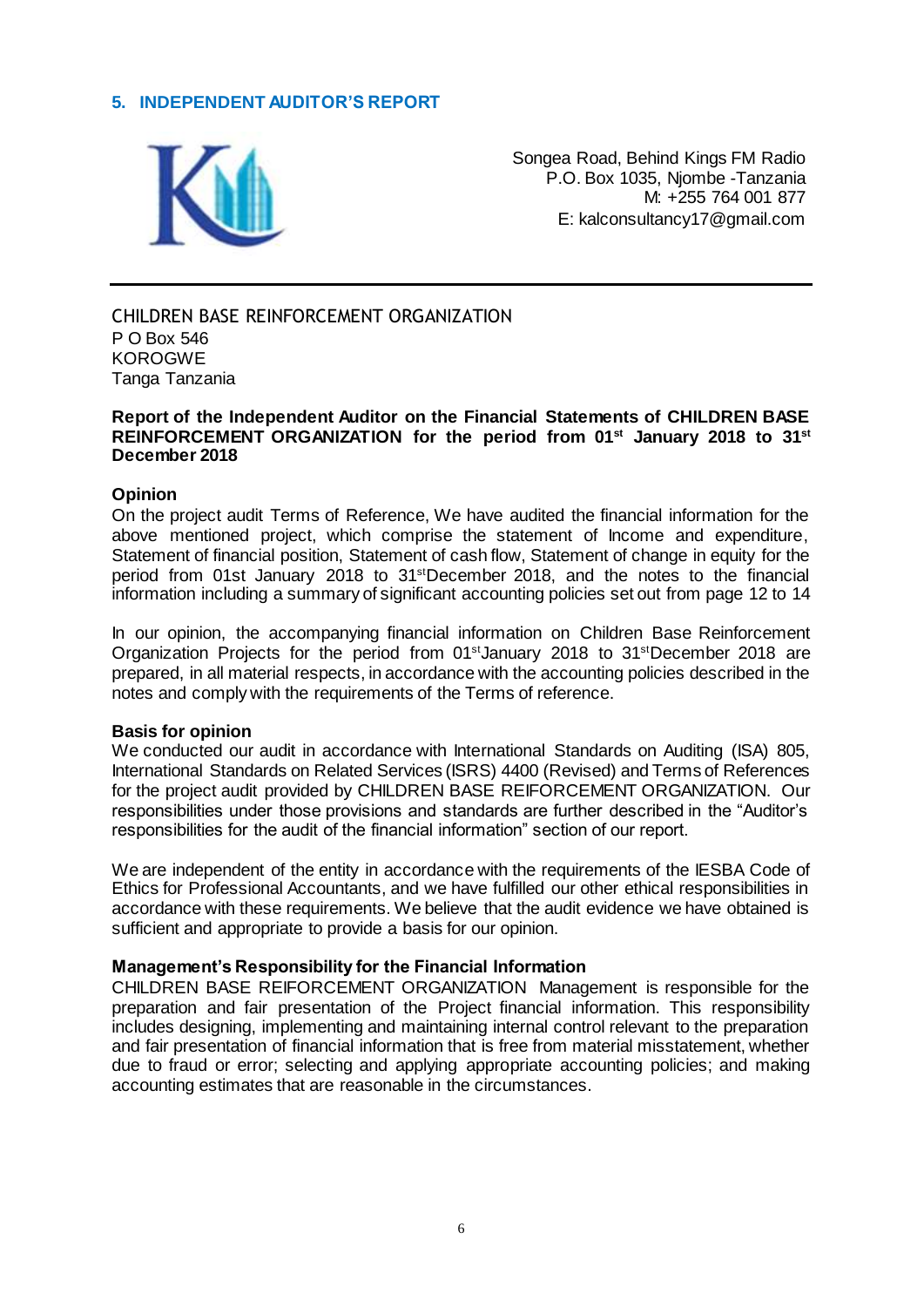## 5. INDEPENDENT AUDITOR'S REPORT

Songea Road, Behind Kings FM Radio
P.O. Box 1035, Njombe -Tanzania
M: +255 764 001 877
E: kalconsultancy17@gmail.com

---

CHILDREN BASE REINFORCEMENT ORGANIZATION
P O Box 546
KOROGWE
Tanga Tanzania

**Report of the Independent Auditor on the Financial Statements of CHILDREN BASE REINFORCEMENT ORGANIZATION for the period from 01st January 2018 to 31st December 2018**

**Opinion**

On the project audit Terms of Reference, We have audited the financial information for the above mentioned project, which comprise the statement of Income and expenditure, Statement of financial position, Statement of cash flow, Statement of change in equity for the period from 01st January 2018 to 31st December 2018, and the notes to the financial information including a summary of significant accounting policies set out from page 12 to 14

In our opinion, the accompanying financial information on Children Base Reinforcement Organization Projects for the period from 01st January 2018 to 31st December 2018 are prepared, in all material respects, in accordance with the accounting policies described in the notes and comply with the requirements of the Terms of reference.

**Basis for opinion**

We conducted our audit in accordance with International Standards on Auditing (ISA) 805, International Standards on Related Services (ISRS) 4400 (Revised) and Terms of References for the project audit provided by CHILDREN BASE REIFORCEMENT ORGANIZATION. Our responsibilities under those provisions and standards are further described in the "Auditor's responsibilities for the audit of the financial information" section of our report.

We are independent of the entity in accordance with the requirements of the IESBA Code of Ethics for Professional Accountants, and we have fulfilled our other ethical responsibilities in accordance with these requirements. We believe that the audit evidence we have obtained is sufficient and appropriate to provide a basis for our opinion.

**Management's Responsibility for the Financial Information**

CHILDREN BASE REIFORCEMENT ORGANIZATION Management is responsible for the preparation and fair presentation of the Project financial information. This responsibility includes designing, implementing and maintaining internal control relevant to the preparation and fair presentation of financial information that is free from material misstatement, whether due to fraud or error; selecting and applying appropriate accounting policies; and making accounting estimates that are reasonable in the circumstances.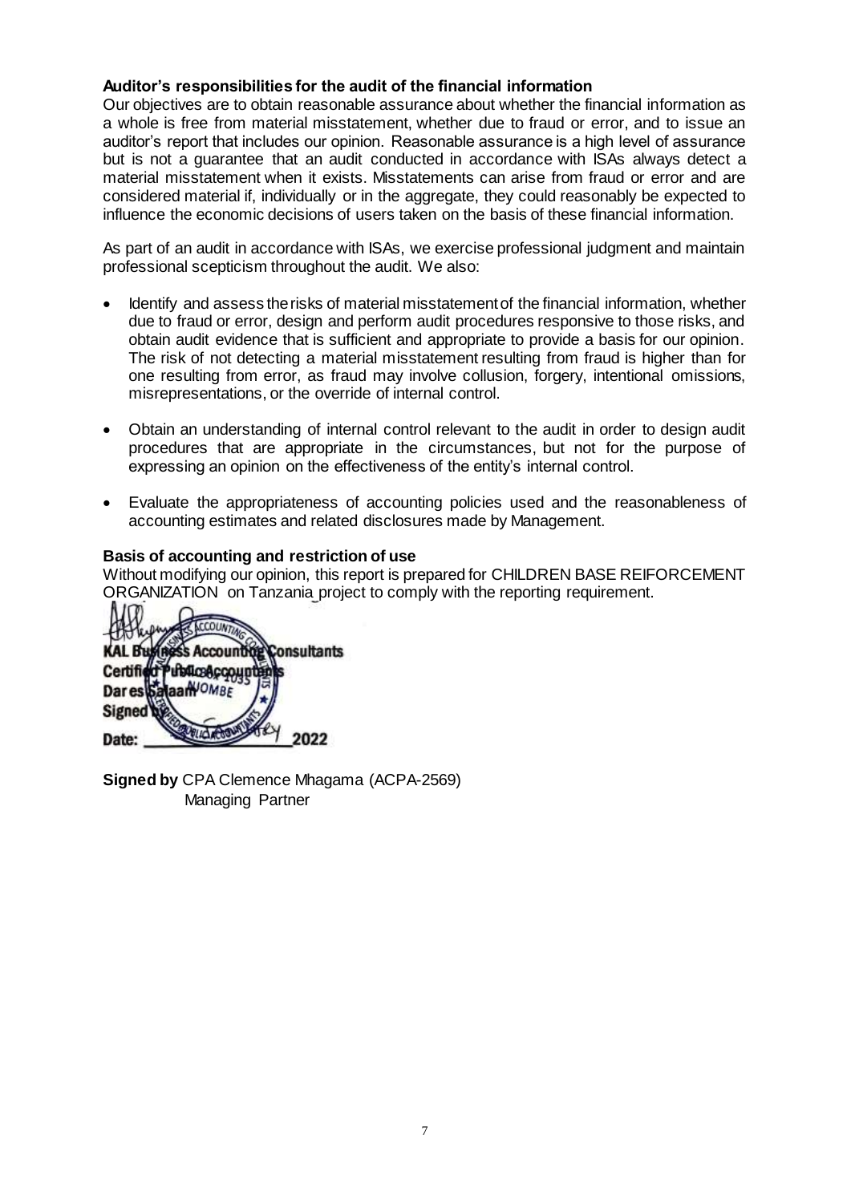**Auditor's responsibilities for the audit of the financial information**

Our objectives are to obtain reasonable assurance about whether the financial information as a whole is free from material misstatement, whether due to fraud or error, and to issue an auditor's report that includes our opinion. Reasonable assurance is a high level of assurance but is not a guarantee that an audit conducted in accordance with ISAs always detect a material misstatement when it exists. Misstatements can arise from fraud or error and are considered material if, individually or in the aggregate, they could reasonably be expected to influence the economic decisions of users taken on the basis of these financial information.

As part of an audit in accordance with ISAs, we exercise professional judgment and maintain professional scepticism throughout the audit. We also:

- Identify and assess the risks of material misstatement of the financial information, whether due to fraud or error, design and perform audit procedures responsive to those risks, and obtain audit evidence that is sufficient and appropriate to provide a basis for our opinion. The risk of not detecting a material misstatement resulting from fraud is higher than for one resulting from error, as fraud may involve collusion, forgery, intentional omissions, misrepresentations, or the override of internal control.
- Obtain an understanding of internal control relevant to the audit in order to design audit procedures that are appropriate in the circumstances, but not for the purpose of expressing an opinion on the effectiveness of the entity's internal control.
- Evaluate the appropriateness of accounting policies used and the reasonableness of accounting estimates and related disclosures made by Management.

**Basis of accounting and restriction of use**

Without modifying our opinion, this report is prepared for CHILDREN BASE REIFORCEMENT ORGANIZATION on Tanzania project to comply with the reporting requirement.

KAL Business Accounting Consultants
Certified Public Accountants
Dar es Salaam
Signed by
Date: \_\_\_\_\_\_\_\_\_\_\_\_\_\_\_\_\_2022

**Signed by** CPA Clemence Mhagama (ACPA-2569)
Managing Partner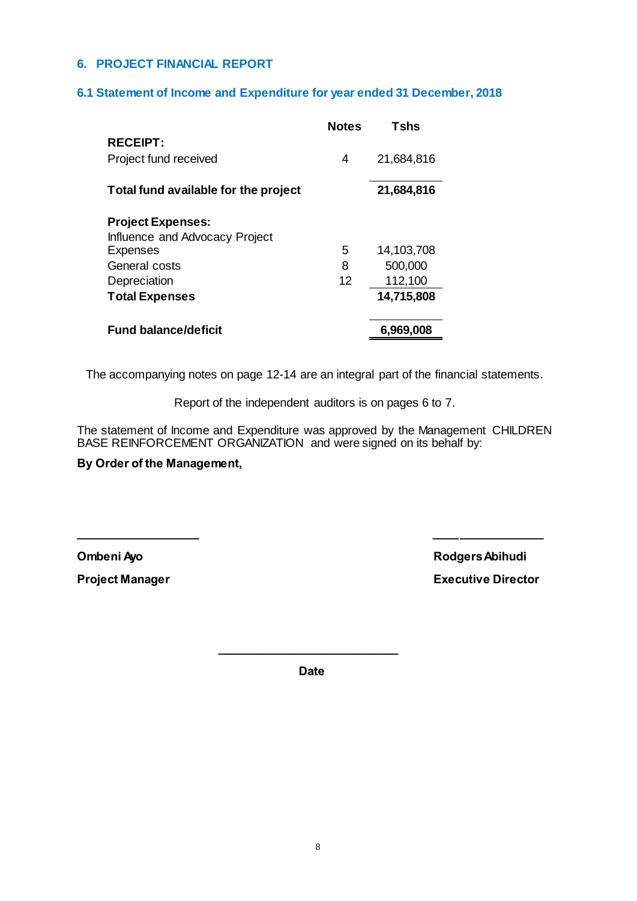## 6. PROJECT FINANCIAL REPORT

### 6.1 Statement of Income and Expenditure for year ended 31 December, 2018

| | Notes | Tshs |
|---|---|---|
| **RECEIPT:** | | |
| Project fund received | 4 | 21,684,816 |
| **Total fund available for the project** | | **21,684,816** |
| **Project Expenses:** | | |
| Influence and Advocacy Project Expenses | 5 | 14,103,708 |
| General costs | 8 | 500,000 |
| Depreciation | 12 | 112,100 |
| **Total Expenses** | | **14,715,808** |
| **Fund balance/deficit** | | **6,969,008** |

The accompanying notes on page 12-14 are an integral part of the financial statements.

Report of the independent auditors is on pages 6 to 7.

The statement of Income and Expenditure was approved by the Management CHILDREN BASE REINFORCEMENT ORGANIZATION and were signed on its behalf by:

**By Order of the Management,**

___________________ ___________________

**Ombeni Ayo** **Rodgers Abihudi**

**Project Manager** **Executive Director**

___________________________

**Date**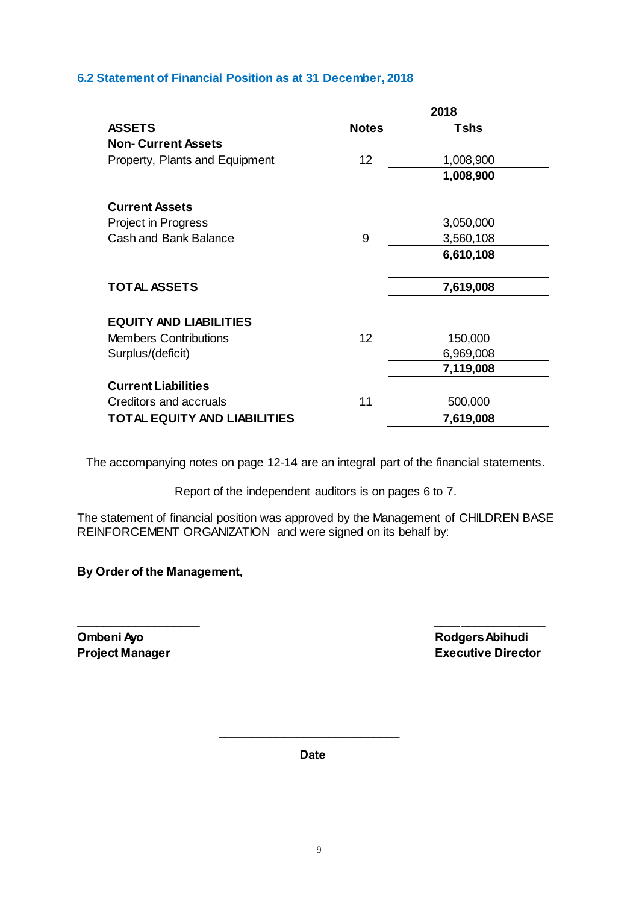## 6.2 Statement of Financial Position as at 31 December, 2018

| | | 2018 |
|---|---|---|
| **ASSETS** | **Notes** | **Tshs** |
| **Non- Current Assets** | | |
| Property, Plants and Equipment | 12 | 1,008,900 |
| | | **1,008,900** |
| | | |
| **Current Assets** | | |
| Project in Progress | | 3,050,000 |
| Cash and Bank Balance | 9 | 3,560,108 |
| | | **6,610,108** |
| | | |
| **TOTAL ASSETS** | | **7,619,008** |
| | | |
| **EQUITY AND LIABILITIES** | | |
| Members Contributions | 12 | 150,000 |
| Surplus/(deficit) | | 6,969,008 |
| | | **7,119,008** |
| **Current Liabilities** | | |
| Creditors and accruals | 11 | 500,000 |
| **TOTAL EQUITY AND LIABILITIES** | | **7,619,008** |

The accompanying notes on page 12-14 are an integral part of the financial statements.

Report of the independent auditors is on pages 6 to 7.

The statement of financial position was approved by the Management of CHILDREN BASE REINFORCEMENT ORGANIZATION and were signed on its behalf by:

**By Order of the Management,**

\_\_\_\_\_\_\_\_\_\_\_\_\_\_\_\_\_\_\_\_ \_\_\_\_\_\_\_\_\_\_\_\_\_\_\_\_\_\_\_\_

**Ombeni Ayo** **Rodgers Abihudi**
**Project Manager** **Executive Director**

\_\_\_\_\_\_\_\_\_\_\_\_\_\_\_\_\_\_\_\_\_\_\_\_\_\_\_\_\_\_

**Date**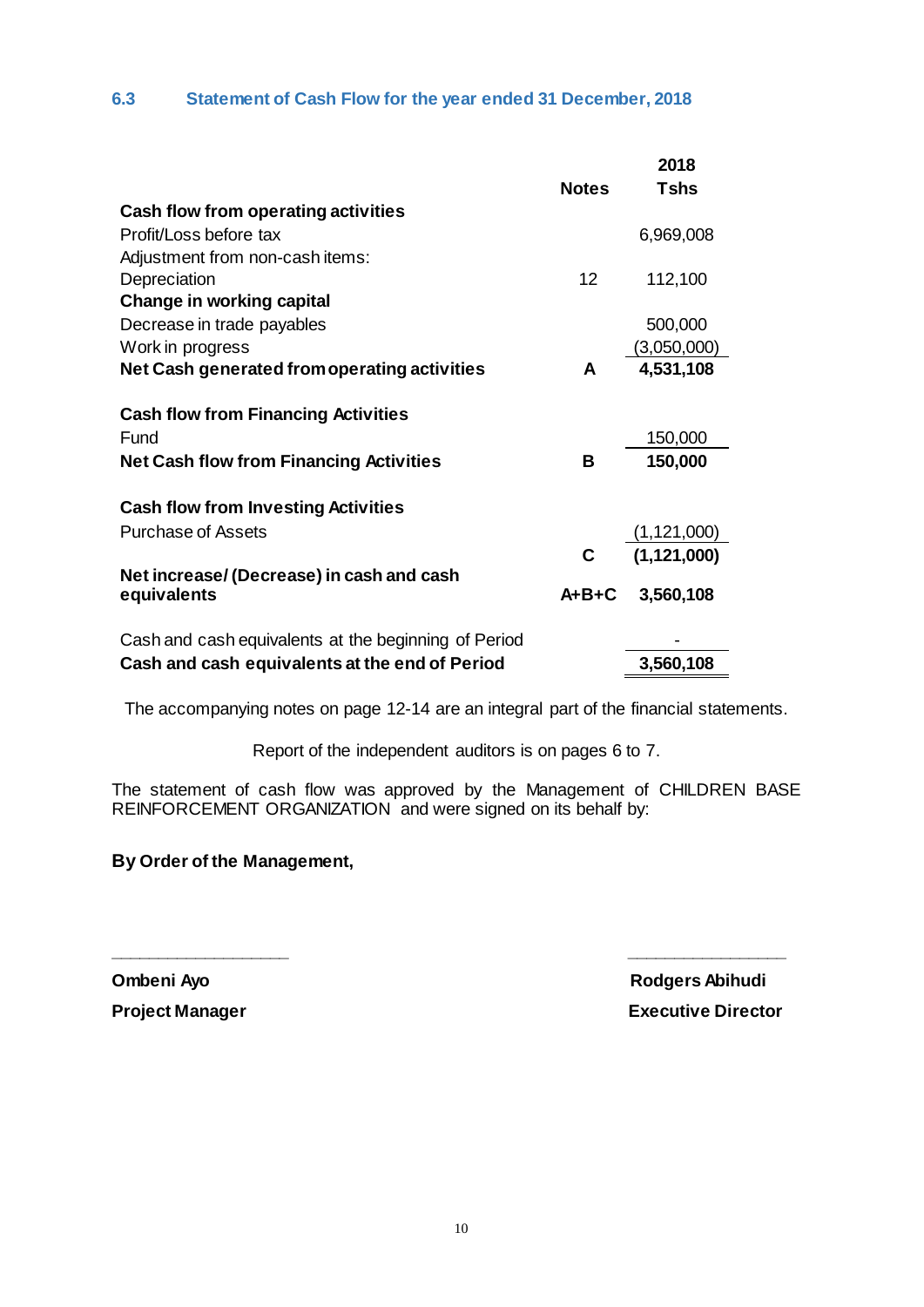## 6.3 Statement of Cash Flow for the year ended 31 December, 2018

| | Notes | 2018 Tshs |
|---|---|---|
| **Cash flow from operating activities** | | |
| Profit/Loss before tax | | 6,969,008 |
| Adjustment from non-cash items: | | |
| Depreciation | 12 | 112,100 |
| **Change in working capital** | | |
| Decrease in trade payables | | 500,000 |
| Work in progress | | (3,050,000) |
| **Net Cash generated from operating activities** | **A** | **4,531,108** |
| | | |
| **Cash flow from Financing Activities** | | |
| Fund | | 150,000 |
| **Net Cash flow from Financing Activities** | **B** | **150,000** |
| | | |
| **Cash flow from Investing Activities** | | |
| Purchase of Assets | | (1,121,000) |
| | **C** | **(1,121,000)** |
| **Net increase/ (Decrease) in cash and cash equivalents** | **A+B+C** | **3,560,108** |
| | | |
| Cash and cash equivalents at the beginning of Period | | - |
| **Cash and cash equivalents at the end of Period** | | **3,560,108** |

The accompanying notes on page 12-14 are an integral part of the financial statements.

Report of the independent auditors is on pages 6 to 7.

The statement of cash flow was approved by the Management of CHILDREN BASE REINFORCEMENT ORGANIZATION and were signed on its behalf by:

**By Order of the Management,**

\_\_\_\_\_\_\_\_\_\_\_\_\_\_\_\_\_\_\_ \_\_\_\_\_\_\_\_\_\_\_\_\_\_\_\_\_\_\_

**Ombeni Ayo** **Rodgers Abihudi**

**Project Manager** **Executive Director**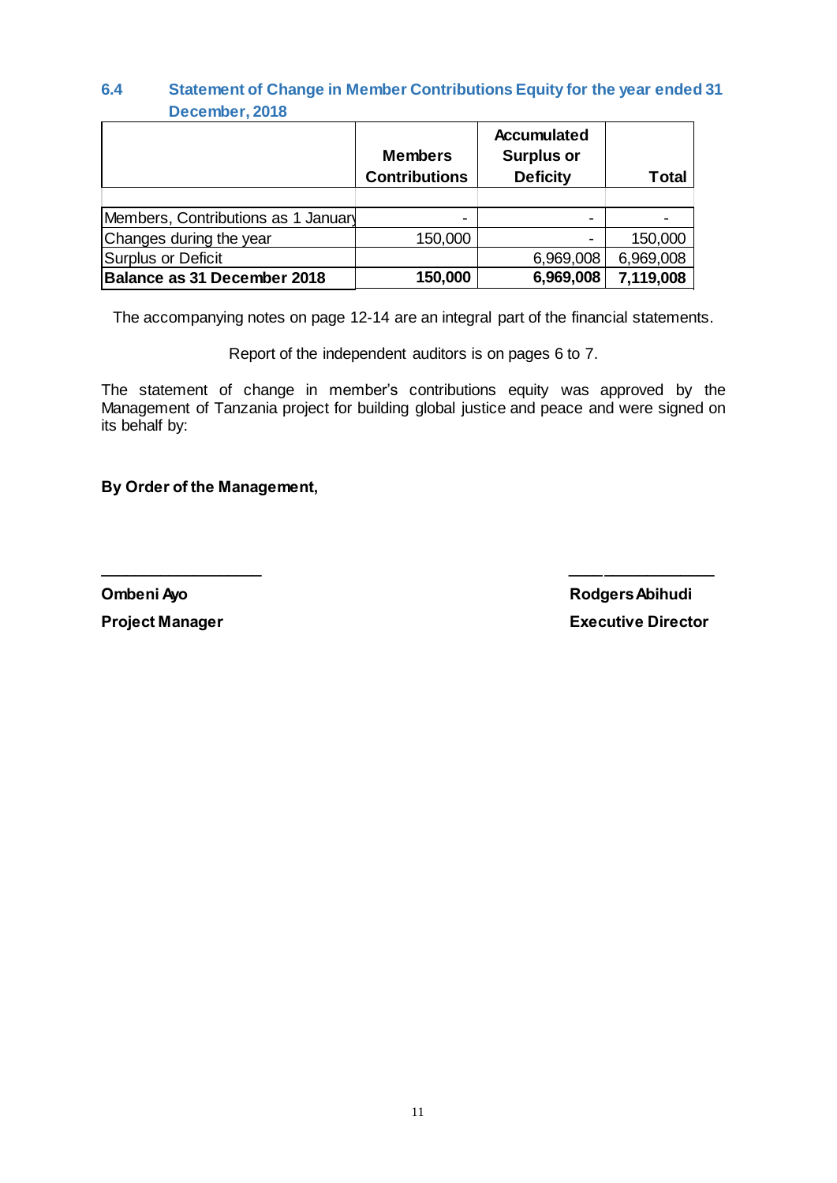## 6.4 Statement of Change in Member Contributions Equity for the year ended 31 December, 2018

| | Members Contributions | Accumulated Surplus or Deficity | Total |
|---|---|---|---|
| Members, Contributions as 1 January | - | - | - |
| Changes during the year | 150,000 | - | 150,000 |
| Surplus or Deficit | | 6,969,008 | 6,969,008 |
| **Balance as 31 December 2018** | **150,000** | **6,969,008** | **7,119,008** |

The accompanying notes on page 12-14 are an integral part of the financial statements.

Report of the independent auditors is on pages 6 to 7.

The statement of change in member's contributions equity was approved by the Management of Tanzania project for building global justice and peace and were signed on its behalf by:

**By Order of the Management,**

\_\_\_\_\_\_\_\_\_\_\_\_\_\_\_\_\_\_ \_\_\_\_\_\_\_\_\_\_\_\_\_\_\_\_\_\_

**Ombeni Ayo**
**Project Manager**

**Rodgers Abihudi**
**Executive Director**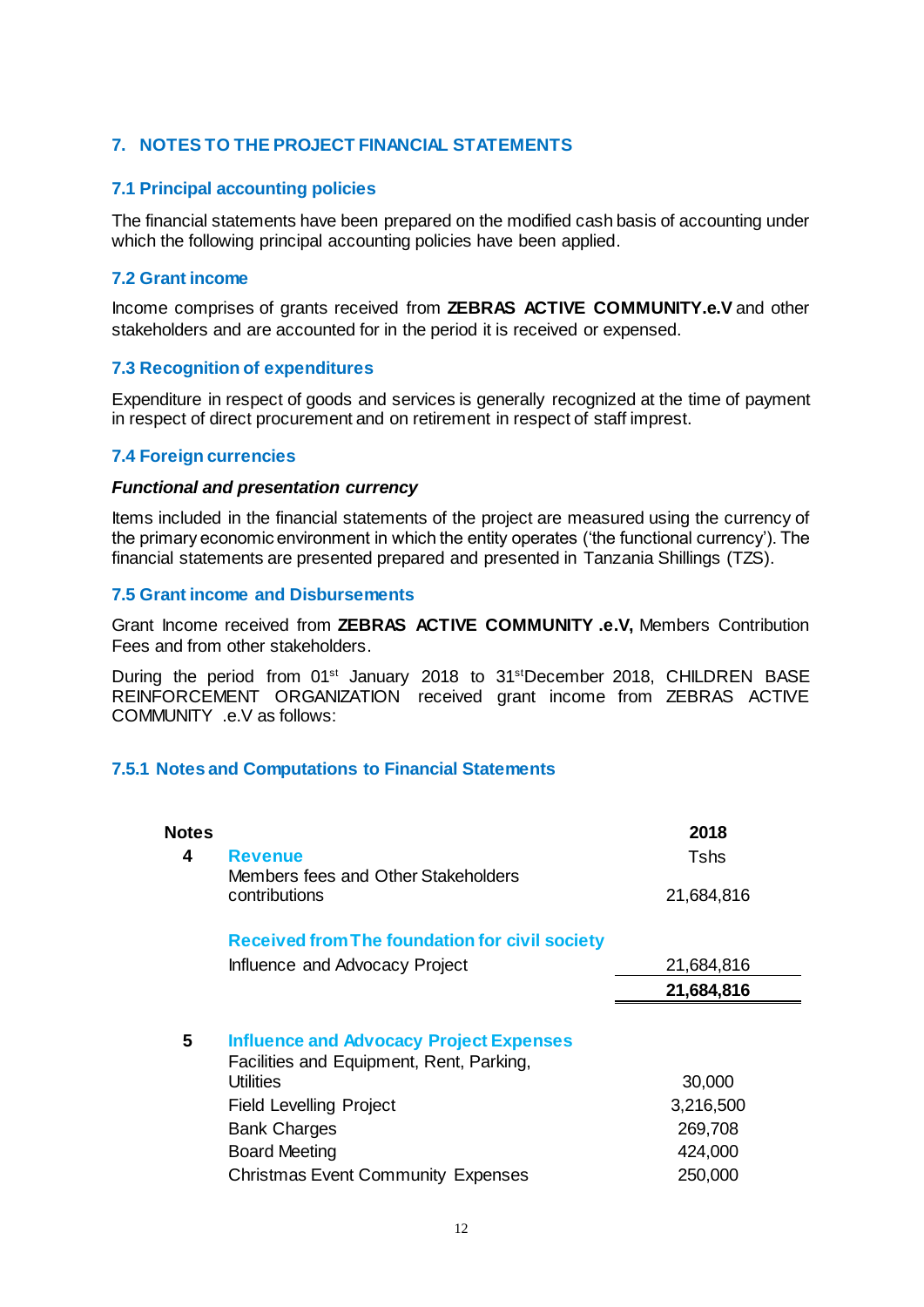## 7. NOTES TO THE PROJECT FINANCIAL STATEMENTS

### 7.1 Principal accounting policies

The financial statements have been prepared on the modified cash basis of accounting under which the following principal accounting policies have been applied.

### 7.2 Grant income

Income comprises of grants received from **ZEBRAS ACTIVE COMMUNITY.e.V** and other stakeholders and are accounted for in the period it is received or expensed.

### 7.3 Recognition of expenditures

Expenditure in respect of goods and services is generally recognized at the time of payment in respect of direct procurement and on retirement in respect of staff imprest.

### 7.4 Foreign currencies

***Functional and presentation currency***

Items included in the financial statements of the project are measured using the currency of the primary economic environment in which the entity operates ('the functional currency'). The financial statements are presented prepared and presented in Tanzania Shillings (TZS).

### 7.5 Grant income and Disbursements

Grant Income received from **ZEBRAS ACTIVE COMMUNITY .e.V,** Members Contribution Fees and from other stakeholders.

During the period from 01st January 2018 to 31stDecember 2018, CHILDREN BASE REINFORCEMENT ORGANIZATION received grant income from ZEBRAS ACTIVE COMMUNITY .e.V as follows:

### 7.5.1 Notes and Computations to Financial Statements

| Notes | | 2018 |
|---|---|---|
| | | Tshs |
| 4 | **Revenue** | |
| | Members fees and Other Stakeholders contributions | 21,684,816 |
| | **Received from The foundation for civil society** | |
| | Influence and Advocacy Project | 21,684,816 |
| | | **21,684,816** |
| 5 | **Influence and Advocacy Project Expenses** | |
| | Facilities and Equipment, Rent, Parking, Utilities | 30,000 |
| | Field Levelling Project | 3,216,500 |
| | Bank Charges | 269,708 |
| | Board Meeting | 424,000 |
| | Christmas Event Community Expenses | 250,000 |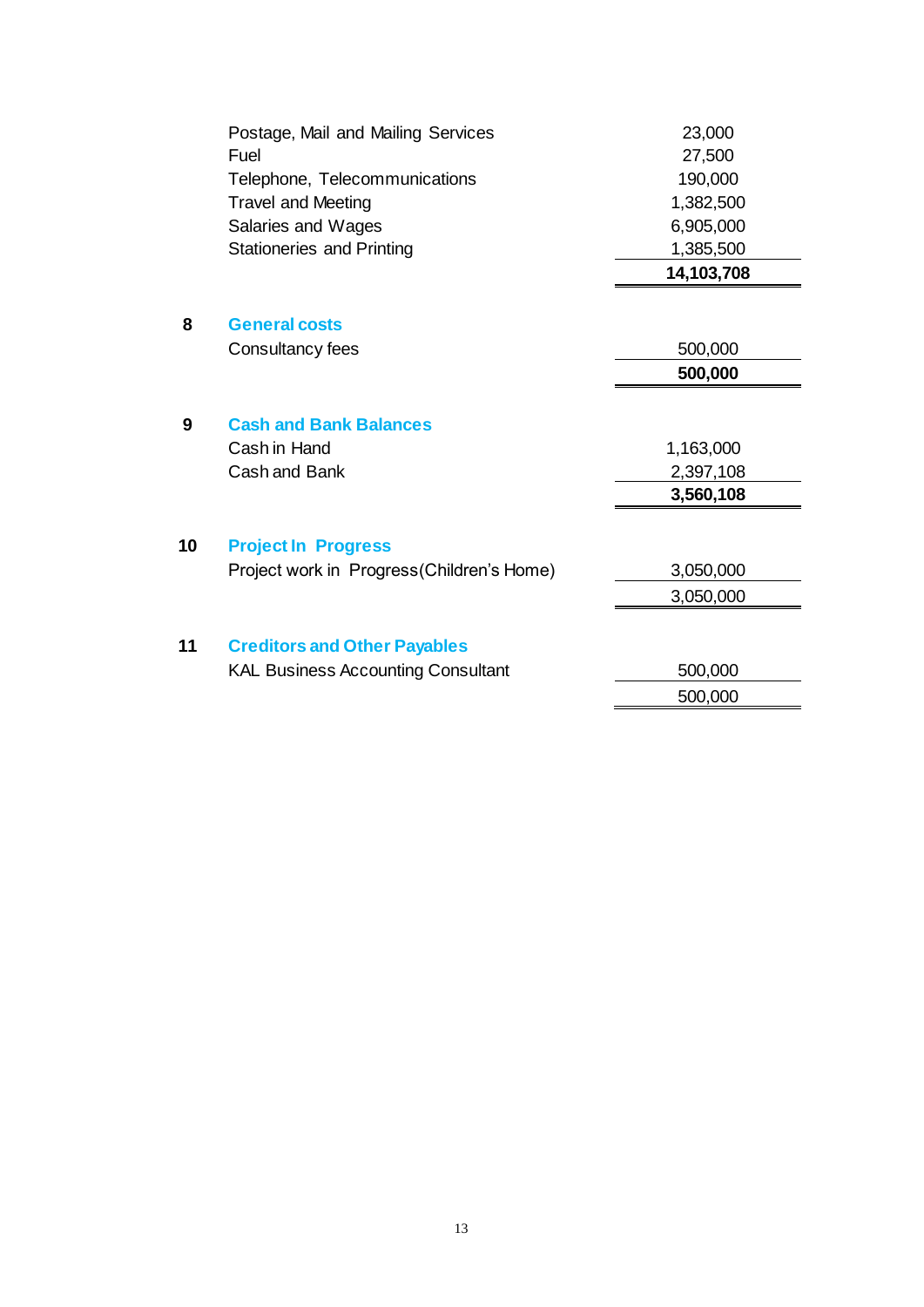| | |
|---|---|
| Postage, Mail and Mailing Services | 23,000 |
| Fuel | 27,500 |
| Telephone, Telecommunications | 190,000 |
| Travel and Meeting | 1,382,500 |
| Salaries and Wages | 6,905,000 |
| Stationeries and Printing | 1,385,500 |
| | **14,103,708** |

## 8 General costs

| | |
|---|---|
| Consultancy fees | 500,000 |
| | **500,000** |

## 9 Cash and Bank Balances

| | |
|---|---|
| Cash in Hand | 1,163,000 |
| Cash and Bank | 2,397,108 |
| | **3,560,108** |

## 10 Project In Progress

| | |
|---|---|
| Project work in Progress(Children's Home) | 3,050,000 |
| | 3,050,000 |

## 11 Creditors and Other Payables

| | |
|---|---|
| KAL Business Accounting Consultant | 500,000 |
| | 500,000 |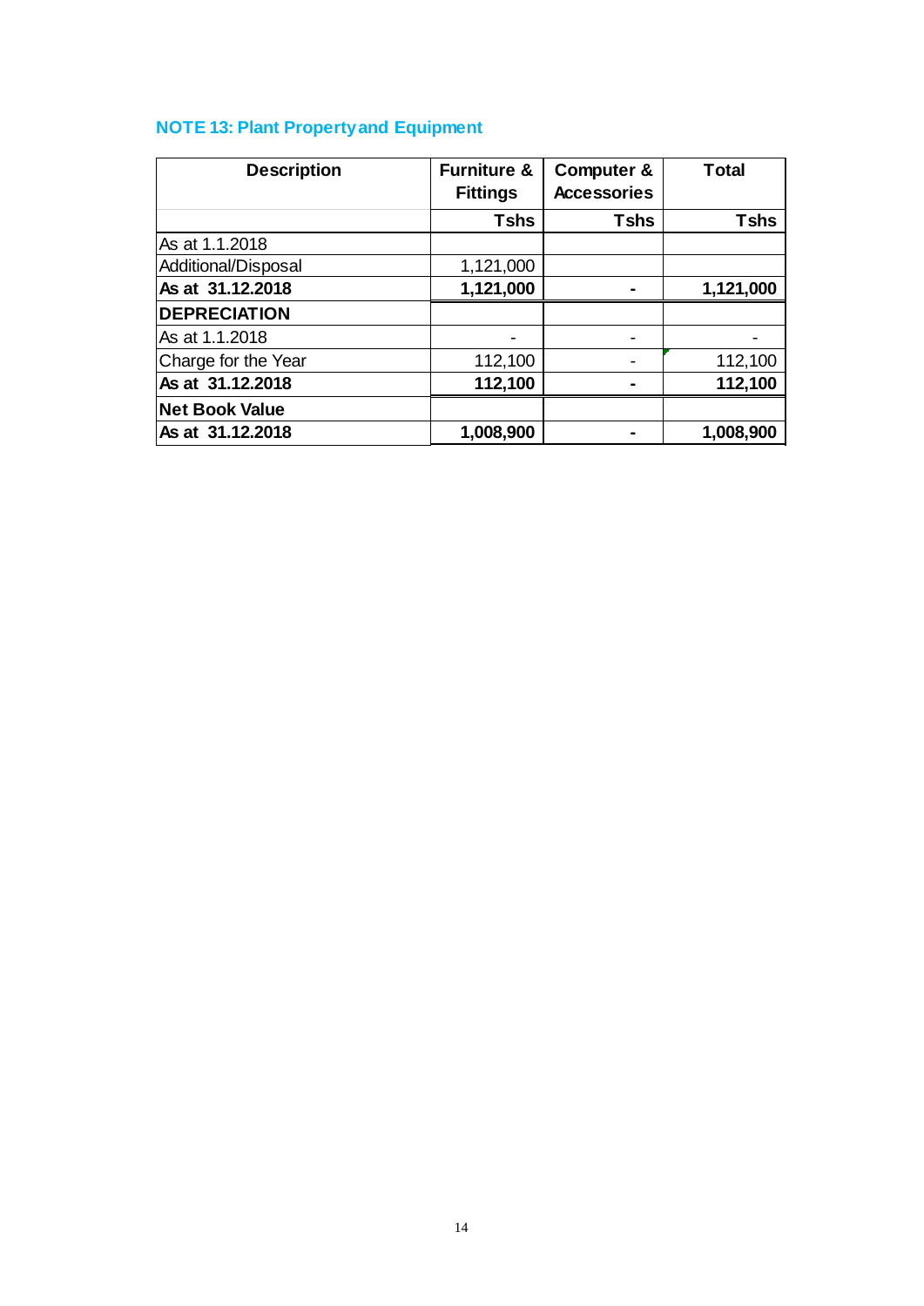## NOTE 13: Plant Property and Equipment

| Description | Furniture & Fittings | Computer & Accessories | Total |
|---|---|---|---|
| | Tshs | Tshs | Tshs |
| As at 1.1.2018 | | | |
| Additional/Disposal | 1,121,000 | | |
| **As at 31.12.2018** | **1,121,000** | **-** | **1,121,000** |
| **DEPRECIATION** | | | |
| As at 1.1.2018 | - | - | - |
| Charge for the Year | 112,100 | - | 112,100 |
| **As at 31.12.2018** | **112,100** | **-** | **112,100** |
| **Net Book Value** | | | |
| **As at 31.12.2018** | **1,008,900** | **-** | **1,008,900** |